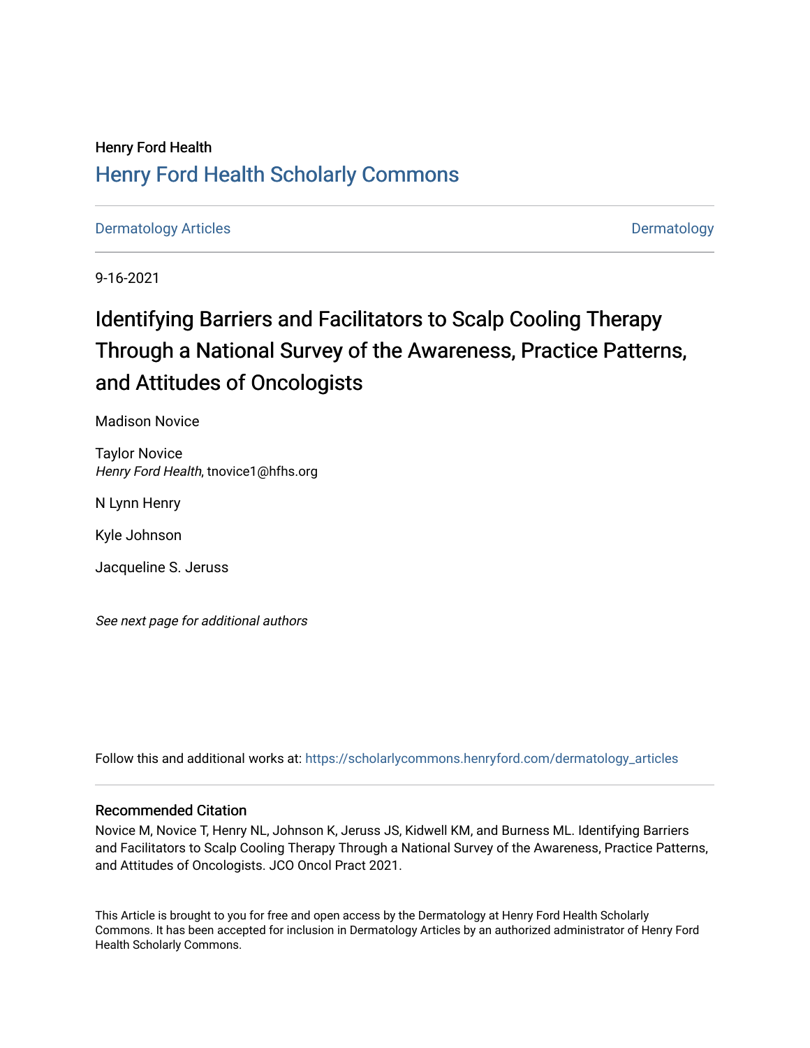Henry Ford Health

# Henry Ford Health Scholarly Commons

Dermatology Articles | Dermatology

9-16-2021

# Identifying Barriers and Facilitators to Scalp Cooling Therapy Through a National Survey of the Awareness, Practice Patterns, and Attitudes of Oncologists

Madison Novice

Taylor Novice
*Henry Ford Health*, tnovice1@hfhs.org

N Lynn Henry

Kyle Johnson

Jacqueline S. Jeruss

*See next page for additional authors*

Follow this and additional works at: https://scholarlycommons.henryford.com/dermatology_articles

## Recommended Citation

Novice M, Novice T, Henry NL, Johnson K, Jeruss JS, Kidwell KM, and Burness ML. Identifying Barriers and Facilitators to Scalp Cooling Therapy Through a National Survey of the Awareness, Practice Patterns, and Attitudes of Oncologists. JCO Oncol Pract 2021.

This Article is brought to you for free and open access by the Dermatology at Henry Ford Health Scholarly Commons. It has been accepted for inclusion in Dermatology Articles by an authorized administrator of Henry Ford Health Scholarly Commons.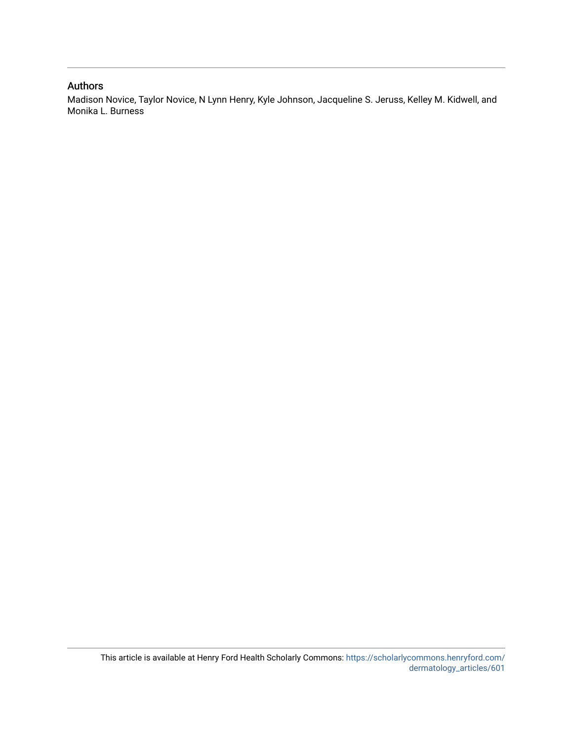## Authors

Madison Novice, Taylor Novice, N Lynn Henry, Kyle Johnson, Jacqueline S. Jeruss, Kelley M. Kidwell, and Monika L. Burness

This article is available at Henry Ford Health Scholarly Commons: https://scholarlycommons.henryford.com/dermatology_articles/601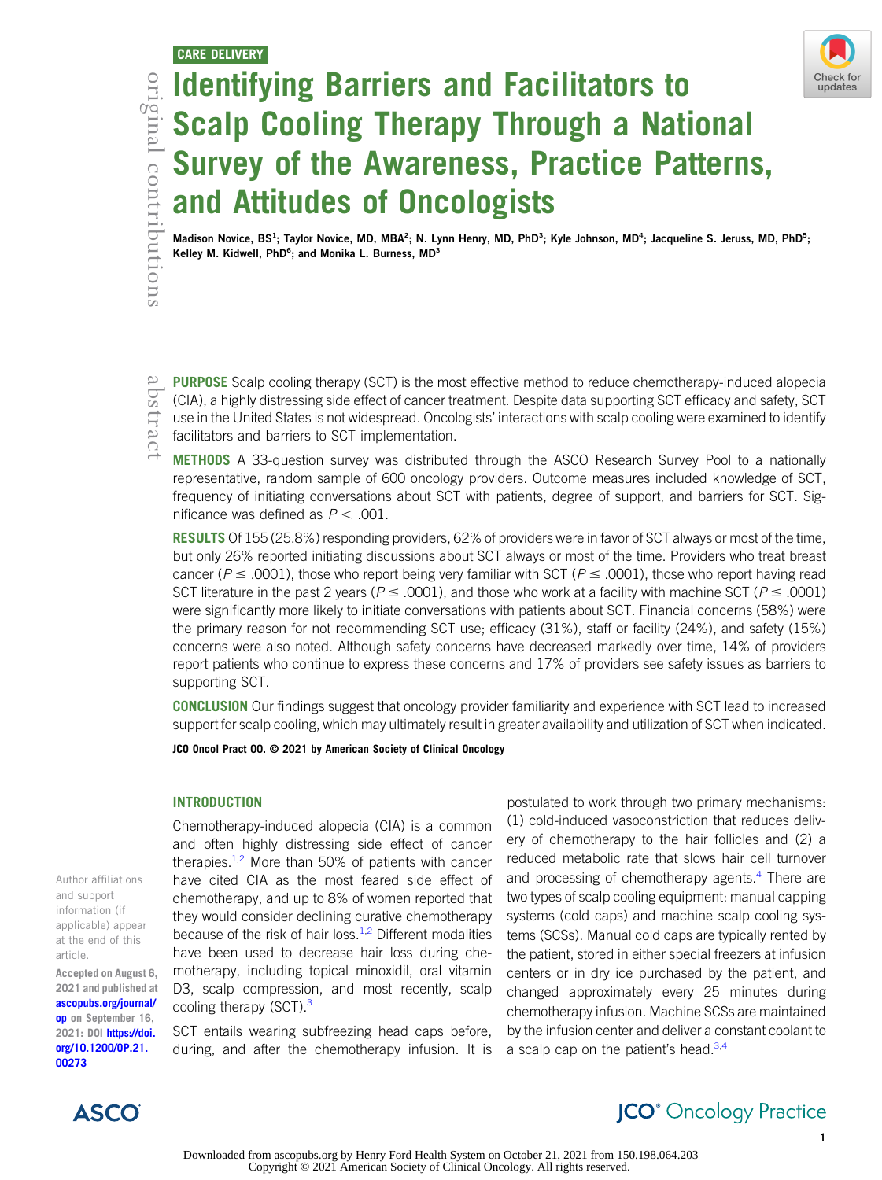CARE DELIVERY

# Identifying Barriers and Facilitators to Scalp Cooling Therapy Through a National Survey of the Awareness, Practice Patterns, and Attitudes of Oncologists

**Madison Novice, BS[1]; Taylor Novice, MD, MBA[2]; N. Lynn Henry, MD, PhD[3]; Kyle Johnson, MD[4]; Jacqueline S. Jeruss, MD, PhD[5]; Kelley M. Kidwell, PhD[6]; and Monika L. Burness, MD[3]**

original contributions

abstract

**PURPOSE** Scalp cooling therapy (SCT) is the most effective method to reduce chemotherapy-induced alopecia (CIA), a highly distressing side effect of cancer treatment. Despite data supporting SCT efficacy and safety, SCT use in the United States is not widespread. Oncologists' interactions with scalp cooling were examined to identify facilitators and barriers to SCT implementation.

**METHODS** A 33-question survey was distributed through the ASCO Research Survey Pool to a nationally representative, random sample of 600 oncology providers. Outcome measures included knowledge of SCT, frequency of initiating conversations about SCT with patients, degree of support, and barriers for SCT. Significance was defined as $P < .001$.

**RESULTS** Of 155 (25.8%) responding providers, 62% of providers were in favor of SCT always or most of the time, but only 26% reported initiating discussions about SCT always or most of the time. Providers who treat breast cancer ($P \leq .0001$), those who report being very familiar with SCT ($P \leq .0001$), those who report having read SCT literature in the past 2 years ($P \leq .0001$), and those who work at a facility with machine SCT ($P \leq .0001$) were significantly more likely to initiate conversations with patients about SCT. Financial concerns (58%) were the primary reason for not recommending SCT use; efficacy (31%), staff or facility (24%), and safety (15%) concerns were also noted. Although safety concerns have decreased markedly over time, 14% of providers report patients who continue to express these concerns and 17% of providers see safety issues as barriers to supporting SCT.

**CONCLUSION** Our findings suggest that oncology provider familiarity and experience with SCT lead to increased support for scalp cooling, which may ultimately result in greater availability and utilization of SCT when indicated.

**JCO Oncol Pract 00. © 2021 by American Society of Clinical Oncology**

Author affiliations and support information (if applicable) appear at the end of this article.

Accepted on August 6, 2021 and published at ascopubs.org/journal/op on September 16, 2021: DOI https://doi.org/10.1200/OP.21.00273

## INTRODUCTION

Chemotherapy-induced alopecia (CIA) is a common and often highly distressing side effect of cancer therapies.[1,2] More than 50% of patients with cancer have cited CIA as the most feared side effect of chemotherapy, and up to 8% of women reported that they would consider declining curative chemotherapy because of the risk of hair loss.[1,2] Different modalities have been used to decrease hair loss during chemotherapy, including topical minoxidil, oral vitamin D3, scalp compression, and most recently, scalp cooling therapy (SCT).[3]

SCT entails wearing subfreezing head caps before, during, and after the chemotherapy infusion. It is postulated to work through two primary mechanisms: (1) cold-induced vasoconstriction that reduces delivery of chemotherapy to the hair follicles and (2) a reduced metabolic rate that slows hair cell turnover and processing of chemotherapy agents.[4] There are two types of scalp cooling equipment: manual capping systems (cold caps) and machine scalp cooling systems (SCSs). Manual cold caps are typically rented by the patient, stored in either special freezers at infusion centers or in dry ice purchased by the patient, and changed approximately every 25 minutes during chemotherapy infusion. Machine SCSs are maintained by the infusion center and deliver a constant coolant to a scalp cap on the patient's head.[3,4]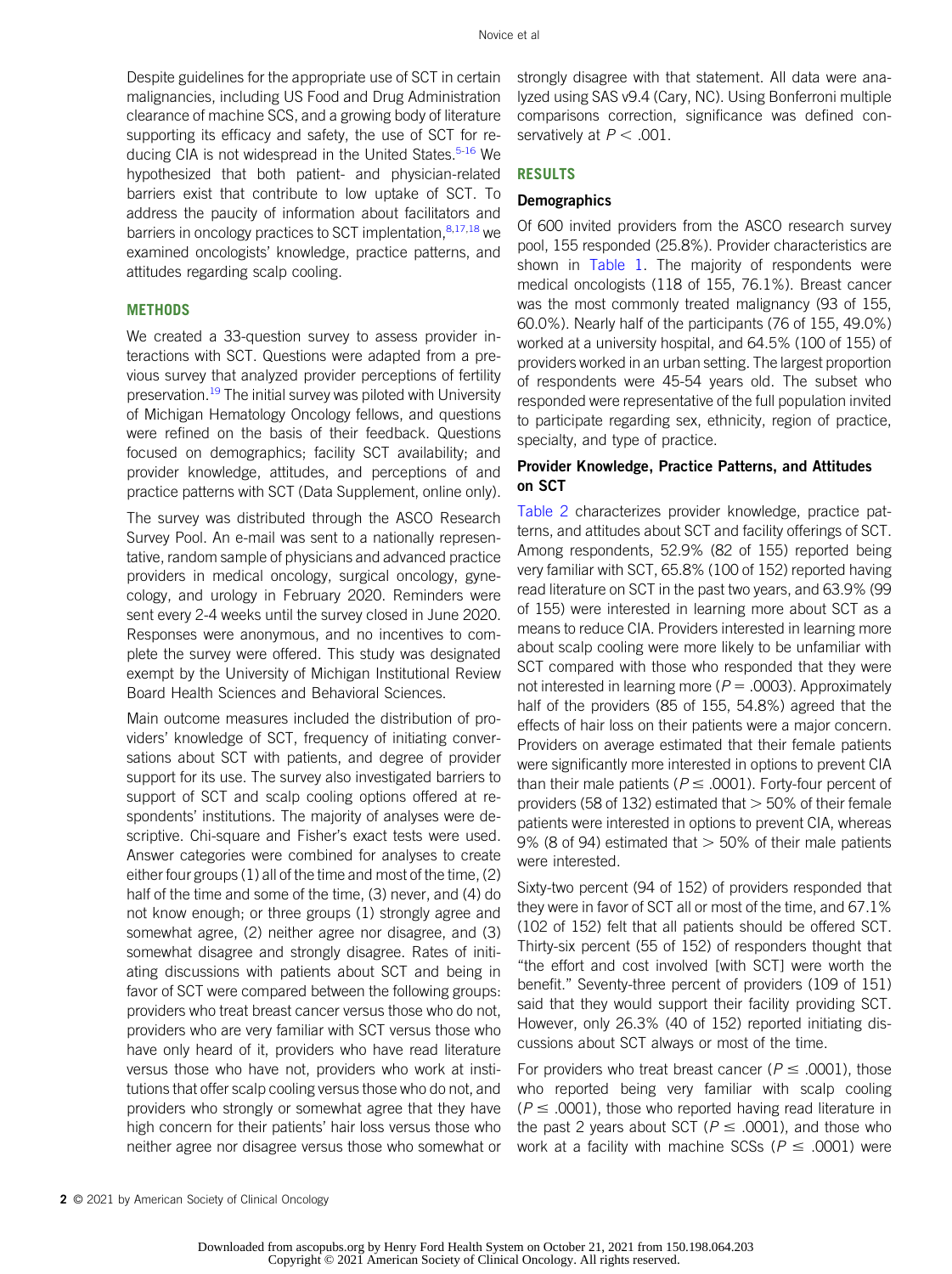Despite guidelines for the appropriate use of SCT in certain malignancies, including US Food and Drug Administration clearance of machine SCS, and a growing body of literature supporting its efficacy and safety, the use of SCT for reducing CIA is not widespread in the United States.[5-16] We hypothesized that both patient- and physician-related barriers exist that contribute to low uptake of SCT. To address the paucity of information about facilitators and barriers in oncology practices to SCT implentation,[8,17,18] we examined oncologists' knowledge, practice patterns, and attitudes regarding scalp cooling.

## METHODS

We created a 33-question survey to assess provider interactions with SCT. Questions were adapted from a previous survey that analyzed provider perceptions of fertility preservation.[19] The initial survey was piloted with University of Michigan Hematology Oncology fellows, and questions were refined on the basis of their feedback. Questions focused on demographics; facility SCT availability; and provider knowledge, attitudes, and perceptions of and practice patterns with SCT (Data Supplement, online only).

The survey was distributed through the ASCO Research Survey Pool. An e-mail was sent to a nationally representative, random sample of physicians and advanced practice providers in medical oncology, surgical oncology, gynecology, and urology in February 2020. Reminders were sent every 2-4 weeks until the survey closed in June 2020. Responses were anonymous, and no incentives to complete the survey were offered. This study was designated exempt by the University of Michigan Institutional Review Board Health Sciences and Behavioral Sciences.

Main outcome measures included the distribution of providers' knowledge of SCT, frequency of initiating conversations about SCT with patients, and degree of provider support for its use. The survey also investigated barriers to support of SCT and scalp cooling options offered at respondents' institutions. The majority of analyses were descriptive. Chi-square and Fisher's exact tests were used. Answer categories were combined for analyses to create either four groups (1) all of the time and most of the time, (2) half of the time and some of the time, (3) never, and (4) do not know enough; or three groups (1) strongly agree and somewhat agree, (2) neither agree nor disagree, and (3) somewhat disagree and strongly disagree. Rates of initiating discussions with patients about SCT and being in favor of SCT were compared between the following groups: providers who treat breast cancer versus those who do not, providers who are very familiar with SCT versus those who have only heard of it, providers who have read literature versus those who have not, providers who work at institutions that offer scalp cooling versus those who do not, and providers who strongly or somewhat agree that they have high concern for their patients' hair loss versus those who neither agree nor disagree versus those who somewhat or strongly disagree with that statement. All data were analyzed using SAS v9.4 (Cary, NC). Using Bonferroni multiple comparisons correction, significance was defined conservatively at $P < .001$.

## RESULTS

### Demographics

Of 600 invited providers from the ASCO research survey pool, 155 responded (25.8%). Provider characteristics are shown in Table 1. The majority of respondents were medical oncologists (118 of 155, 76.1%). Breast cancer was the most commonly treated malignancy (93 of 155, 60.0%). Nearly half of the participants (76 of 155, 49.0%) worked at a university hospital, and 64.5% (100 of 155) of providers worked in an urban setting. The largest proportion of respondents were 45-54 years old. The subset who responded were representative of the full population invited to participate regarding sex, ethnicity, region of practice, specialty, and type of practice.

### Provider Knowledge, Practice Patterns, and Attitudes on SCT

Table 2 characterizes provider knowledge, practice patterns, and attitudes about SCT and facility offerings of SCT. Among respondents, 52.9% (82 of 155) reported being very familiar with SCT, 65.8% (100 of 152) reported having read literature on SCT in the past two years, and 63.9% (99 of 155) were interested in learning more about SCT as a means to reduce CIA. Providers interested in learning more about scalp cooling were more likely to be unfamiliar with SCT compared with those who responded that they were not interested in learning more ($P = .0003$). Approximately half of the providers (85 of 155, 54.8%) agreed that the effects of hair loss on their patients were a major concern. Providers on average estimated that their female patients were significantly more interested in options to prevent CIA than their male patients ($P \leq .0001$). Forty-four percent of providers (58 of 132) estimated that $> 50\%$ of their female patients were interested in options to prevent CIA, whereas 9% (8 of 94) estimated that $> 50\%$ of their male patients were interested.

Sixty-two percent (94 of 152) of providers responded that they were in favor of SCT all or most of the time, and 67.1% (102 of 152) felt that all patients should be offered SCT. Thirty-six percent (55 of 152) of responders thought that "the effort and cost involved [with SCT] were worth the benefit." Seventy-three percent of providers (109 of 151) said that they would support their facility providing SCT. However, only 26.3% (40 of 152) reported initiating discussions about SCT always or most of the time.

For providers who treat breast cancer ($P \leq .0001$), those who reported being very familiar with scalp cooling ($P \leq .0001$), those who reported having read literature in the past 2 years about SCT ($P \leq .0001$), and those who work at a facility with machine SCSs ($P \leq .0001$) were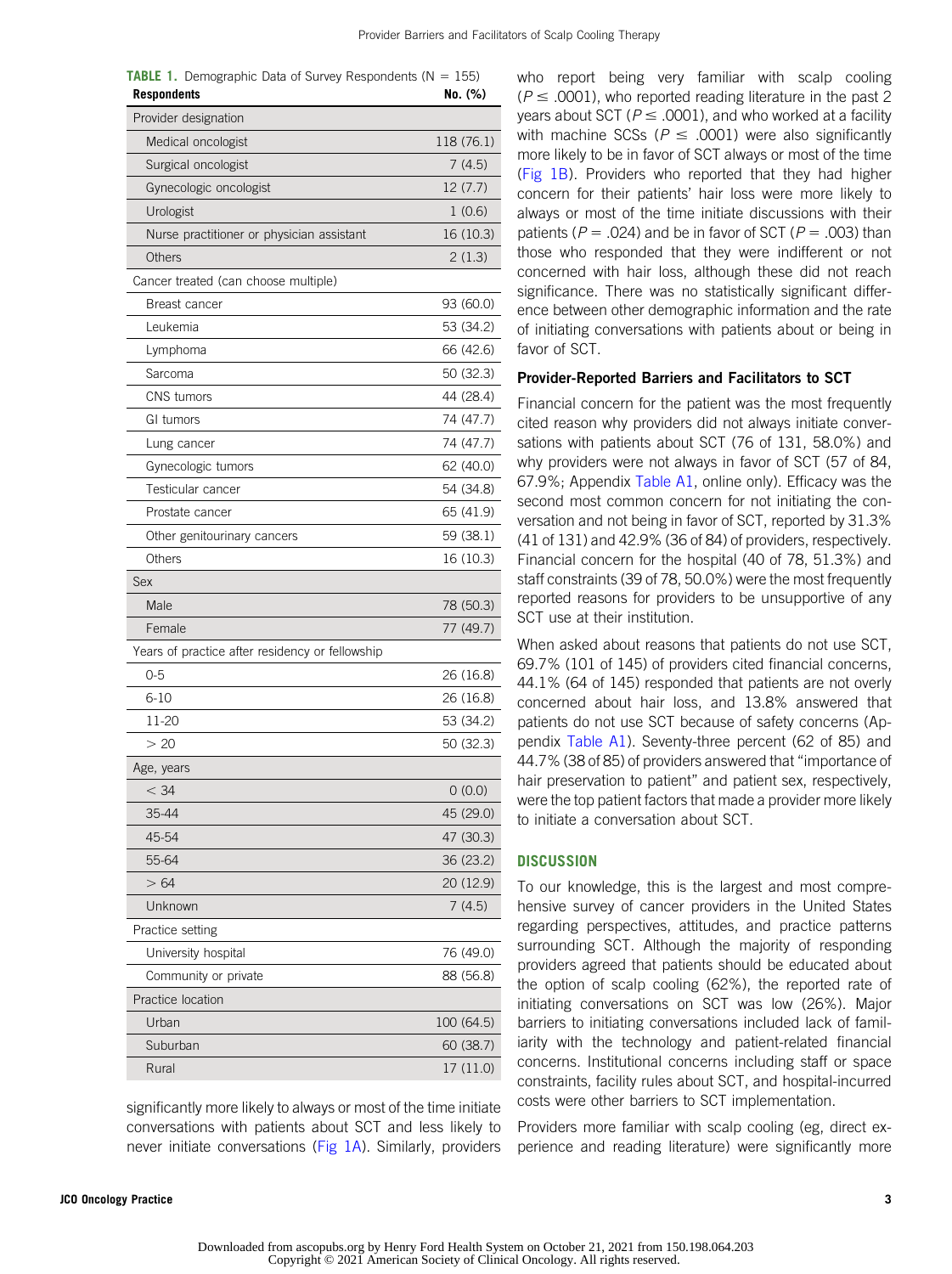**TABLE 1.** Demographic Data of Survey Respondents (N = 155)

| Respondents | No. (%) |
|---|---|
| Provider designation | |
| Medical oncologist | 118 (76.1) |
| Surgical oncologist | 7 (4.5) |
| Gynecologic oncologist | 12 (7.7) |
| Urologist | 1 (0.6) |
| Nurse practitioner or physician assistant | 16 (10.3) |
| Others | 2 (1.3) |
| Cancer treated (can choose multiple) | |
| Breast cancer | 93 (60.0) |
| Leukemia | 53 (34.2) |
| Lymphoma | 66 (42.6) |
| Sarcoma | 50 (32.3) |
| CNS tumors | 44 (28.4) |
| GI tumors | 74 (47.7) |
| Lung cancer | 74 (47.7) |
| Gynecologic tumors | 62 (40.0) |
| Testicular cancer | 54 (34.8) |
| Prostate cancer | 65 (41.9) |
| Other genitourinary cancers | 59 (38.1) |
| Others | 16 (10.3) |
| Sex | |
| Male | 78 (50.3) |
| Female | 77 (49.7) |
| Years of practice after residency or fellowship | |
| 0-5 | 26 (16.8) |
| 6-10 | 26 (16.8) |
| 11-20 | 53 (34.2) |
| > 20 | 50 (32.3) |
| Age, years | |
| < 34 | 0 (0.0) |
| 35-44 | 45 (29.0) |
| 45-54 | 47 (30.3) |
| 55-64 | 36 (23.2) |
| > 64 | 20 (12.9) |
| Unknown | 7 (4.5) |
| Practice setting | |
| University hospital | 76 (49.0) |
| Community or private | 88 (56.8) |
| Practice location | |
| Urban | 100 (64.5) |
| Suburban | 60 (38.7) |
| Rural | 17 (11.0) |

significantly more likely to always or most of the time initiate conversations with patients about SCT and less likely to never initiate conversations (Fig 1A). Similarly, providers who report being very familiar with scalp cooling ($P \leq .0001$), who reported reading literature in the past 2 years about SCT ($P \leq .0001$), and who worked at a facility with machine SCSs ($P \leq .0001$) were also significantly more likely to be in favor of SCT always or most of the time (Fig 1B). Providers who reported that they had higher concern for their patients' hair loss were more likely to always or most of the time initiate discussions with their patients ($P = .024$) and be in favor of SCT ($P = .003$) than those who responded that they were indifferent or not concerned with hair loss, although these did not reach significance. There was no statistically significant difference between other demographic information and the rate of initiating conversations with patients about or being in favor of SCT.

### Provider-Reported Barriers and Facilitators to SCT

Financial concern for the patient was the most frequently cited reason why providers did not always initiate conversations with patients about SCT (76 of 131, 58.0%) and why providers were not always in favor of SCT (57 of 84, 67.9%; Appendix Table A1, online only). Efficacy was the second most common concern for not initiating the conversation and not being in favor of SCT, reported by 31.3% (41 of 131) and 42.9% (36 of 84) of providers, respectively. Financial concern for the hospital (40 of 78, 51.3%) and staff constraints (39 of 78, 50.0%) were the most frequently reported reasons for providers to be unsupportive of any SCT use at their institution.

When asked about reasons that patients do not use SCT, 69.7% (101 of 145) of providers cited financial concerns, 44.1% (64 of 145) responded that patients are not overly concerned about hair loss, and 13.8% answered that patients do not use SCT because of safety concerns (Appendix Table A1). Seventy-three percent (62 of 85) and 44.7% (38 of 85) of providers answered that "importance of hair preservation to patient" and patient sex, respectively, were the top patient factors that made a provider more likely to initiate a conversation about SCT.

## DISCUSSION

To our knowledge, this is the largest and most comprehensive survey of cancer providers in the United States regarding perspectives, attitudes, and practice patterns surrounding SCT. Although the majority of responding providers agreed that patients should be educated about the option of scalp cooling (62%), the reported rate of initiating conversations on SCT was low (26%). Major barriers to initiating conversations included lack of familiarity with the technology and patient-related financial concerns. Institutional concerns including staff or space constraints, facility rules about SCT, and hospital-incurred costs were other barriers to SCT implementation.

Providers more familiar with scalp cooling (eg, direct experience and reading literature) were significantly more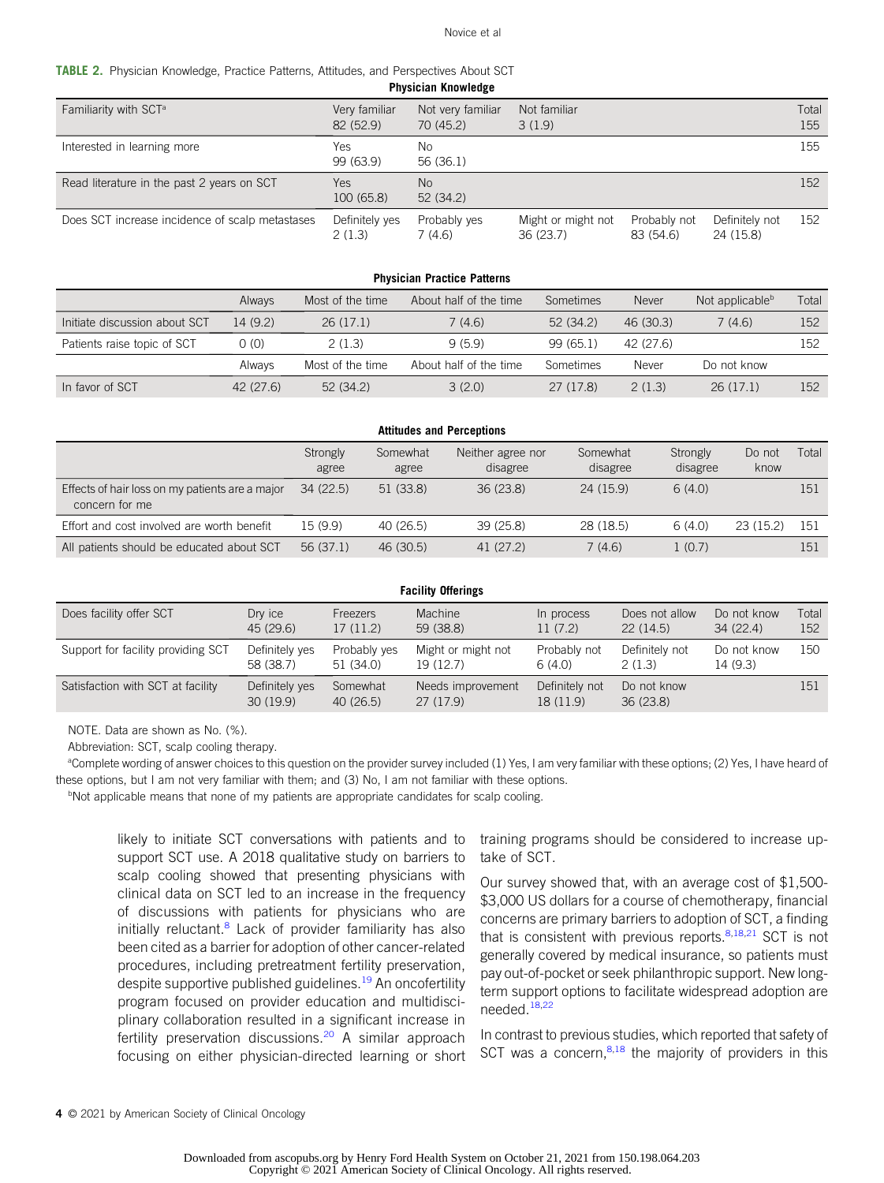**TABLE 2.** Physician Knowledge, Practice Patterns, Attitudes, and Perspectives About SCT

**Physician Knowledge**

| | | | | | | Total |
|---|---|---|---|---|---|---|
| Familiarity with SCT[a] | Very familiar 82 (52.9) | Not very familiar 70 (45.2) | Not familiar 3 (1.9) | | | 155 |
| Interested in learning more | Yes 99 (63.9) | No 56 (36.1) | | | | 155 |
| Read literature in the past 2 years on SCT | Yes 100 (65.8) | No 52 (34.2) | | | | 152 |
| Does SCT increase incidence of scalp metastases | Definitely yes 2 (1.3) | Probably yes 7 (4.6) | Might or might not 36 (23.7) | Probably not 83 (54.6) | Definitely not 24 (15.8) | 152 |

**Physician Practice Patterns**

| | Always | Most of the time | About half of the time | Sometimes | Never | Not applicable[b] | Total |
|---|---|---|---|---|---|---|---|
| Initiate discussion about SCT | 14 (9.2) | 26 (17.1) | 7 (4.6) | 52 (34.2) | 46 (30.3) | 7 (4.6) | 152 |
| Patients raise topic of SCT | 0 (0) | 2 (1.3) | 9 (5.9) | 99 (65.1) | 42 (27.6) | | 152 |
| | Always | Most of the time | About half of the time | Sometimes | Never | Do not know | |
| In favor of SCT | 42 (27.6) | 52 (34.2) | 3 (2.0) | 27 (17.8) | 2 (1.3) | 26 (17.1) | 152 |

**Attitudes and Perceptions**

| | Strongly agree | Somewhat agree | Neither agree nor disagree | Somewhat disagree | Strongly disagree | Do not know | Total |
|---|---|---|---|---|---|---|---|
| Effects of hair loss on my patients are a major concern for me | 34 (22.5) | 51 (33.8) | 36 (23.8) | 24 (15.9) | 6 (4.0) | | 151 |
| Effort and cost involved are worth benefit | 15 (9.9) | 40 (26.5) | 39 (25.8) | 28 (18.5) | 6 (4.0) | 23 (15.2) | 151 |
| All patients should be educated about SCT | 56 (37.1) | 46 (30.5) | 41 (27.2) | 7 (4.6) | 1 (0.7) | | 151 |

**Facility Offerings**

| | | | | | | | Total |
|---|---|---|---|---|---|---|---|
| Does facility offer SCT | Dry ice 45 (29.6) | Freezers 17 (11.2) | Machine 59 (38.8) | In process 11 (7.2) | Does not allow 22 (14.5) | Do not know 34 (22.4) | 152 |
| Support for facility providing SCT | Definitely yes 58 (38.7) | Probably yes 51 (34.0) | Might or might not 19 (12.7) | Probably not 6 (4.0) | Definitely not 2 (1.3) | Do not know 14 (9.3) | 150 |
| Satisfaction with SCT at facility | Definitely yes 30 (19.9) | Somewhat 40 (26.5) | Needs improvement 27 (17.9) | Definitely not 18 (11.9) | Do not know 36 (23.8) | | 151 |

NOTE. Data are shown as No. (%).

Abbreviation: SCT, scalp cooling therapy.

[a]Complete wording of answer choices to this question on the provider survey included (1) Yes, I am very familiar with these options; (2) Yes, I have heard of these options, but I am not very familiar with them; and (3) No, I am not familiar with these options.

[b]Not applicable means that none of my patients are appropriate candidates for scalp cooling.

likely to initiate SCT conversations with patients and to support SCT use. A 2018 qualitative study on barriers to scalp cooling showed that presenting physicians with clinical data on SCT led to an increase in the frequency of discussions with patients for physicians who are initially reluctant.[8] Lack of provider familiarity has also been cited as a barrier for adoption of other cancer-related procedures, including pretreatment fertility preservation, despite supportive published guidelines.[19] An oncofertility program focused on provider education and multidisciplinary collaboration resulted in a significant increase in fertility preservation discussions.[20] A similar approach focusing on either physician-directed learning or short training programs should be considered to increase uptake of SCT.

Our survey showed that, with an average cost of $1,500-$3,000 US dollars for a course of chemotherapy, financial concerns are primary barriers to adoption of SCT, a finding that is consistent with previous reports.[8,18,21] SCT is not generally covered by medical insurance, so patients must pay out-of-pocket or seek philanthropic support. New long-term support options to facilitate widespread adoption are needed.[18,22]

In contrast to previous studies, which reported that safety of SCT was a concern,[8,18] the majority of providers in this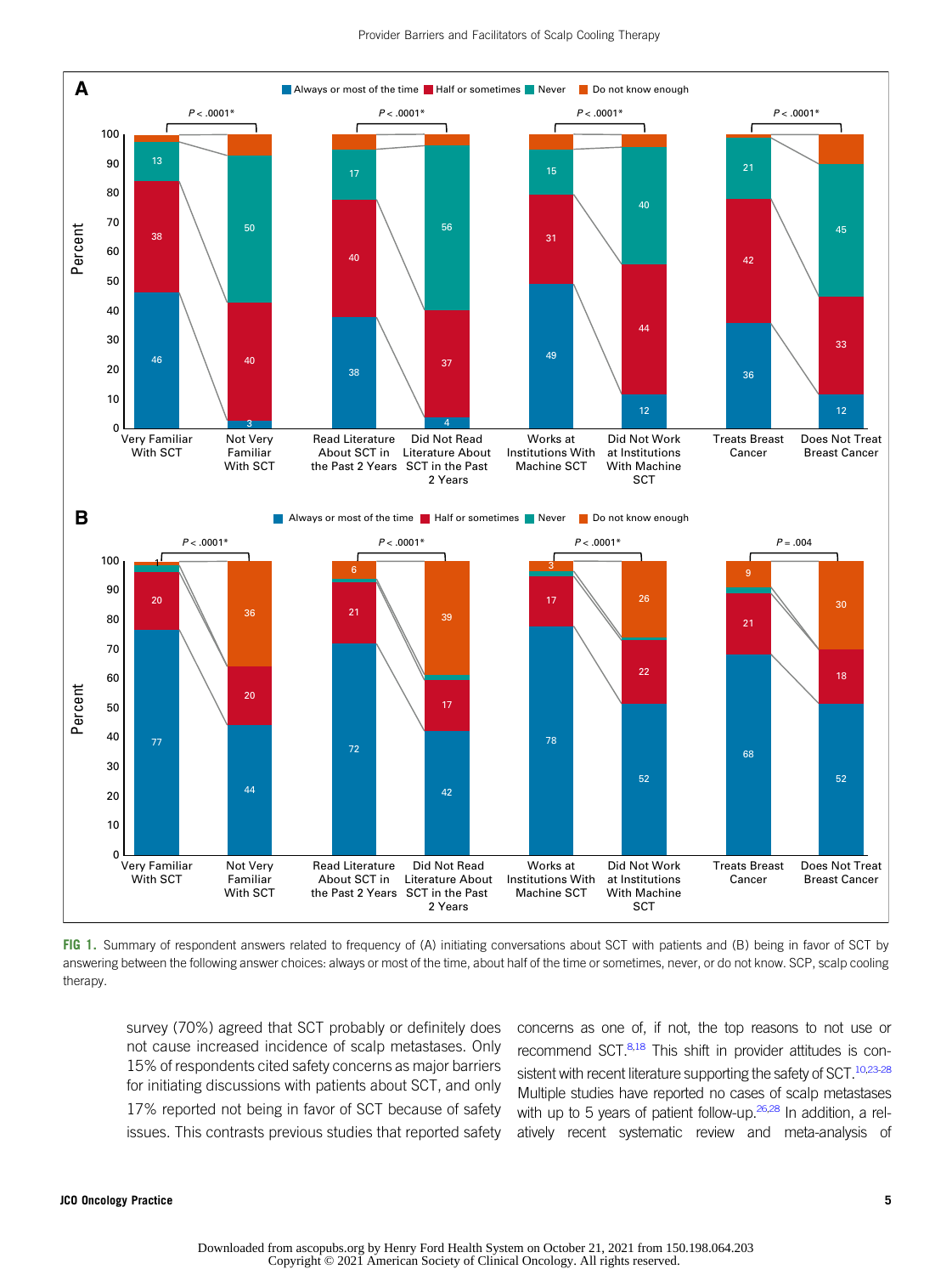FIG 1. Summary of respondent answers related to frequency of (A) initiating conversations about SCT with patients and (B) being in favor of SCT by answering between the following answer choices: always or most of the time, about half of the time or sometimes, never, or do not know. SCP, scalp cooling therapy.

survey (70%) agreed that SCT probably or definitely does not cause increased incidence of scalp metastases. Only 15% of respondents cited safety concerns as major barriers for initiating discussions with patients about SCT, and only 17% reported not being in favor of SCT because of safety issues. This contrasts previous studies that reported safety concerns as one of, if not, the top reasons to not use or recommend SCT.[8,18] This shift in provider attitudes is consistent with recent literature supporting the safety of SCT.[10,23-28] Multiple studies have reported no cases of scalp metastases with up to 5 years of patient follow-up.[26,28] In addition, a relatively recent systematic review and meta-analysis of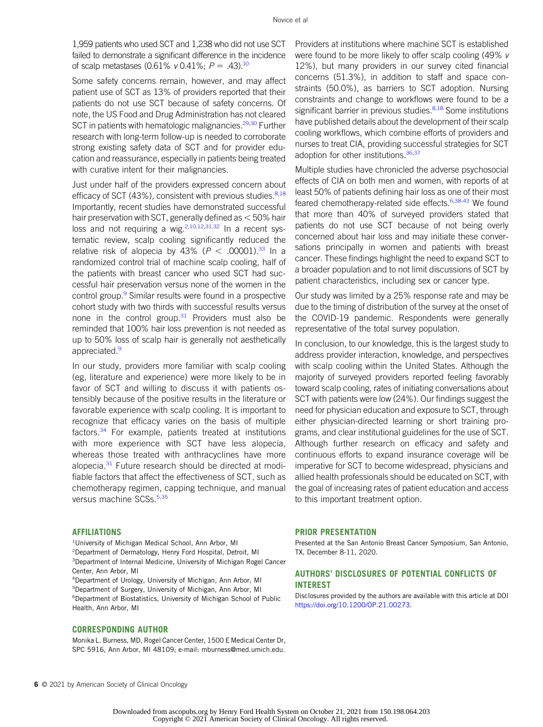1,959 patients who used SCT and 1,238 who did not use SCT failed to demonstrate a significant difference in the incidence of scalp metastases (0.61% *v* 0.41%; $P = .43$).[10]

Some safety concerns remain, however, and may affect patient use of SCT as 13% of providers reported that their patients do not use SCT because of safety concerns. Of note, the US Food and Drug Administration has not cleared SCT in patients with hematologic malignancies.[29,30] Further research with long-term follow-up is needed to corroborate strong existing safety data of SCT and for provider education and reassurance, especially in patients being treated with curative intent for their malignancies.

Just under half of the providers expressed concern about efficacy of SCT (43%), consistent with previous studies.[8,18] Importantly, recent studies have demonstrated successful hair preservation with SCT, generally defined as < 50% hair loss and not requiring a wig.[2,10,12,31,32] In a recent systematic review, scalp cooling significantly reduced the relative risk of alopecia by 43% ($P < .00001$).[33] In a randomized control trial of machine scalp cooling, half of the patients with breast cancer who used SCT had successful hair preservation versus none of the women in the control group.[9] Similar results were found in a prospective cohort study with two thirds with successful results versus none in the control group.[31] Providers must also be reminded that 100% hair loss prevention is not needed as up to 50% loss of scalp hair is generally not aesthetically appreciated.[9]

In our study, providers more familiar with scalp cooling (eg, literature and experience) were more likely to be in favor of SCT and willing to discuss it with patients ostensibly because of the positive results in the literature or favorable experience with scalp cooling. It is important to recognize that efficacy varies on the basis of multiple factors.[34] For example, patients treated at institutions with more experience with SCT have less alopecia, whereas those treated with anthracyclines have more alopecia.[31] Future research should be directed at modifiable factors that affect the effectiveness of SCT, such as chemotherapy regimen, capping technique, and manual versus machine SCSs.[5,35]

Providers at institutions where machine SCT is established were found to be more likely to offer scalp cooling (49% *v* 12%), but many providers in our survey cited financial concerns (51.3%), in addition to staff and space constraints (50.0%), as barriers to SCT adoption. Nursing constraints and change to workflows were found to be a significant barrier in previous studies.[8,18] Some institutions have published details about the development of their scalp cooling workflows, which combine efforts of providers and nurses to treat CIA, providing successful strategies for SCT adoption for other institutions.[36,37]

Multiple studies have chronicled the adverse psychosocial effects of CIA on both men and women, with reports of at least 50% of patients defining hair loss as one of their most feared chemotherapy-related side effects.[6,38-43] We found that more than 40% of surveyed providers stated that patients do not use SCT because of not being overly concerned about hair loss and may initiate these conversations principally in women and patients with breast cancer. These findings highlight the need to expand SCT to a broader population and to not limit discussions of SCT by patient characteristics, including sex or cancer type.

Our study was limited by a 25% response rate and may be due to the timing of distribution of the survey at the onset of the COVID-19 pandemic. Respondents were generally representative of the total survey population.

In conclusion, to our knowledge, this is the largest study to address provider interaction, knowledge, and perspectives with scalp cooling within the United States. Although the majority of surveyed providers reported feeling favorably toward scalp cooling, rates of initiating conversations about SCT with patients were low (24%). Our findings suggest the need for physician education and exposure to SCT, through either physician-directed learning or short training programs, and clear institutional guidelines for the use of SCT. Although further research on efficacy and safety and continuous efforts to expand insurance coverage will be imperative for SCT to become widespread, physicians and allied health professionals should be educated on SCT, with the goal of increasing rates of patient education and access to this important treatment option.

## AFFILIATIONS

[1]University of Michigan Medical School, Ann Arbor, MI
[2]Department of Dermatology, Henry Ford Hospital, Detroit, MI
[3]Department of Internal Medicine, University of Michigan Rogel Cancer Center, Ann Arbor, MI
[4]Department of Urology, University of Michigan, Ann Arbor, MI
[5]Department of Surgery, University of Michigan, Ann Arbor, MI
[6]Department of Biostatistics, University of Michigan School of Public Health, Ann Arbor, MI

## CORRESPONDING AUTHOR

Monika L. Burness, MD, Rogel Cancer Center, 1500 E Medical Center Dr, SPC 5916, Ann Arbor, MI 48109; e-mail: mburness@med.umich.edu.

## PRIOR PRESENTATION

Presented at the San Antonio Breast Cancer Symposium, San Antonio, TX, December 8-11, 2020.

## AUTHORS' DISCLOSURES OF POTENTIAL CONFLICTS OF INTEREST

Disclosures provided by the authors are available with this article at DOI https://doi.org/10.1200/OP.21.00273.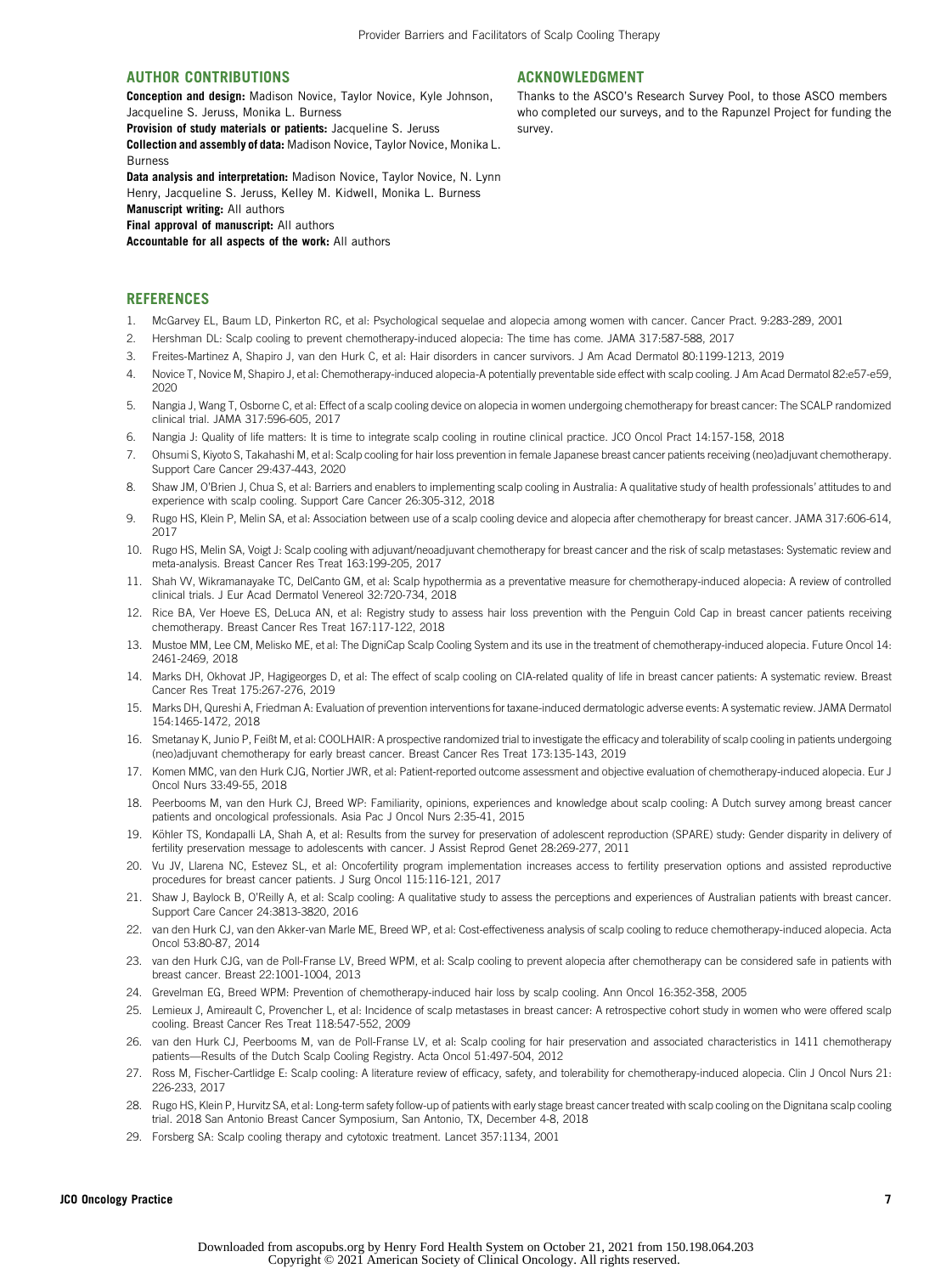## AUTHOR CONTRIBUTIONS

**Conception and design:** Madison Novice, Taylor Novice, Kyle Johnson, Jacqueline S. Jeruss, Monika L. Burness
**Provision of study materials or patients:** Jacqueline S. Jeruss
**Collection and assembly of data:** Madison Novice, Taylor Novice, Monika L. Burness
**Data analysis and interpretation:** Madison Novice, Taylor Novice, N. Lynn Henry, Jacqueline S. Jeruss, Kelley M. Kidwell, Monika L. Burness
**Manuscript writing:** All authors
**Final approval of manuscript:** All authors
**Accountable for all aspects of the work:** All authors

## ACKNOWLEDGMENT

Thanks to the ASCO's Research Survey Pool, to those ASCO members who completed our surveys, and to the Rapunzel Project for funding the survey.

## REFERENCES

1. McGarvey EL, Baum LD, Pinkerton RC, et al: Psychological sequelae and alopecia among women with cancer. Cancer Pract. 9:283-289, 2001
2. Hershman DL: Scalp cooling to prevent chemotherapy-induced alopecia: The time has come. JAMA 317:587-588, 2017
3. Freites-Martinez A, Shapiro J, van den Hurk C, et al: Hair disorders in cancer survivors. J Am Acad Dermatol 80:1199-1213, 2019
4. Novice T, Novice M, Shapiro J, et al: Chemotherapy-induced alopecia-A potentially preventable side effect with scalp cooling. J Am Acad Dermatol 82:e57-e59, 2020
5. Nangia J, Wang T, Osborne C, et al: Effect of a scalp cooling device on alopecia in women undergoing chemotherapy for breast cancer: The SCALP randomized clinical trial. JAMA 317:596-605, 2017
6. Nangia J: Quality of life matters: It is time to integrate scalp cooling in routine clinical practice. JCO Oncol Pract 14:157-158, 2018
7. Ohsumi S, Kiyoto S, Takahashi M, et al: Scalp cooling for hair loss prevention in female Japanese breast cancer patients receiving (neo)adjuvant chemotherapy. Support Care Cancer 29:437-443, 2020
8. Shaw JM, O'Brien J, Chua S, et al: Barriers and enablers to implementing scalp cooling in Australia: A qualitative study of health professionals' attitudes to and experience with scalp cooling. Support Care Cancer 26:305-312, 2018
9. Rugo HS, Klein P, Melin SA, et al: Association between use of a scalp cooling device and alopecia after chemotherapy for breast cancer. JAMA 317:606-614, 2017
10. Rugo HS, Melin SA, Voigt J: Scalp cooling with adjuvant/neoadjuvant chemotherapy for breast cancer and the risk of scalp metastases: Systematic review and meta-analysis. Breast Cancer Res Treat 163:199-205, 2017
11. Shah VV, Wikramanayake TC, DelCanto GM, et al: Scalp hypothermia as a preventative measure for chemotherapy-induced alopecia: A review of controlled clinical trials. J Eur Acad Dermatol Venereol 32:720-734, 2018
12. Rice BA, Ver Hoeve ES, DeLuca AN, et al: Registry study to assess hair loss prevention with the Penguin Cold Cap in breast cancer patients receiving chemotherapy. Breast Cancer Res Treat 167:117-122, 2018
13. Mustoe MM, Lee CM, Melisko ME, et al: The DigniCap Scalp Cooling System and its use in the treatment of chemotherapy-induced alopecia. Future Oncol 14: 2461-2469, 2018
14. Marks DH, Okhovat JP, Hagigeorges D, et al: The effect of scalp cooling on CIA-related quality of life in breast cancer patients: A systematic review. Breast Cancer Res Treat 175:267-276, 2019
15. Marks DH, Qureshi A, Friedman A: Evaluation of prevention interventions for taxane-induced dermatologic adverse events: A systematic review. JAMA Dermatol 154:1465-1472, 2018
16. Smetanay K, Junio P, Feißt M, et al: COOLHAIR: A prospective randomized trial to investigate the efficacy and tolerability of scalp cooling in patients undergoing (neo)adjuvant chemotherapy for early breast cancer. Breast Cancer Res Treat 173:135-143, 2019
17. Komen MMC, van den Hurk CJG, Nortier JWR, et al: Patient-reported outcome assessment and objective evaluation of chemotherapy-induced alopecia. Eur J Oncol Nurs 33:49-55, 2018
18. Peerbooms M, van den Hurk CJ, Breed WP: Familiarity, opinions, experiences and knowledge about scalp cooling: A Dutch survey among breast cancer patients and oncological professionals. Asia Pac J Oncol Nurs 2:35-41, 2015
19. Köhler TS, Kondapalli LA, Shah A, et al: Results from the survey for preservation of adolescent reproduction (SPARE) study: Gender disparity in delivery of fertility preservation message to adolescents with cancer. J Assist Reprod Genet 28:269-277, 2011
20. Vu JV, Llarena NC, Estevez SL, et al: Oncofertility program implementation increases access to fertility preservation options and assisted reproductive procedures for breast cancer patients. J Surg Oncol 115:116-121, 2017
21. Shaw J, Baylock B, O'Reilly A, et al: Scalp cooling: A qualitative study to assess the perceptions and experiences of Australian patients with breast cancer. Support Care Cancer 24:3813-3820, 2016
22. van den Hurk CJ, van den Akker-van Marle ME, Breed WP, et al: Cost-effectiveness analysis of scalp cooling to reduce chemotherapy-induced alopecia. Acta Oncol 53:80-87, 2014
23. van den Hurk CJG, van de Poll-Franse LV, Breed WPM, et al: Scalp cooling to prevent alopecia after chemotherapy can be considered safe in patients with breast cancer. Breast 22:1001-1004, 2013
24. Grevelman EG, Breed WPM: Prevention of chemotherapy-induced hair loss by scalp cooling. Ann Oncol 16:352-358, 2005
25. Lemieux J, Amireault C, Provencher L, et al: Incidence of scalp metastases in breast cancer: A retrospective cohort study in women who were offered scalp cooling. Breast Cancer Res Treat 118:547-552, 2009
26. van den Hurk CJ, Peerbooms M, van de Poll-Franse LV, et al: Scalp cooling for hair preservation and associated characteristics in 1411 chemotherapy patients—Results of the Dutch Scalp Cooling Registry. Acta Oncol 51:497-504, 2012
27. Ross M, Fischer-Cartlidge E: Scalp cooling: A literature review of efficacy, safety, and tolerability for chemotherapy-induced alopecia. Clin J Oncol Nurs 21: 226-233, 2017
28. Rugo HS, Klein P, Hurvitz SA, et al: Long-term safety follow-up of patients with early stage breast cancer treated with scalp cooling on the Dignitana scalp cooling trial. 2018 San Antonio Breast Cancer Symposium, San Antonio, TX, December 4-8, 2018
29. Forsberg SA: Scalp cooling therapy and cytotoxic treatment. Lancet 357:1134, 2001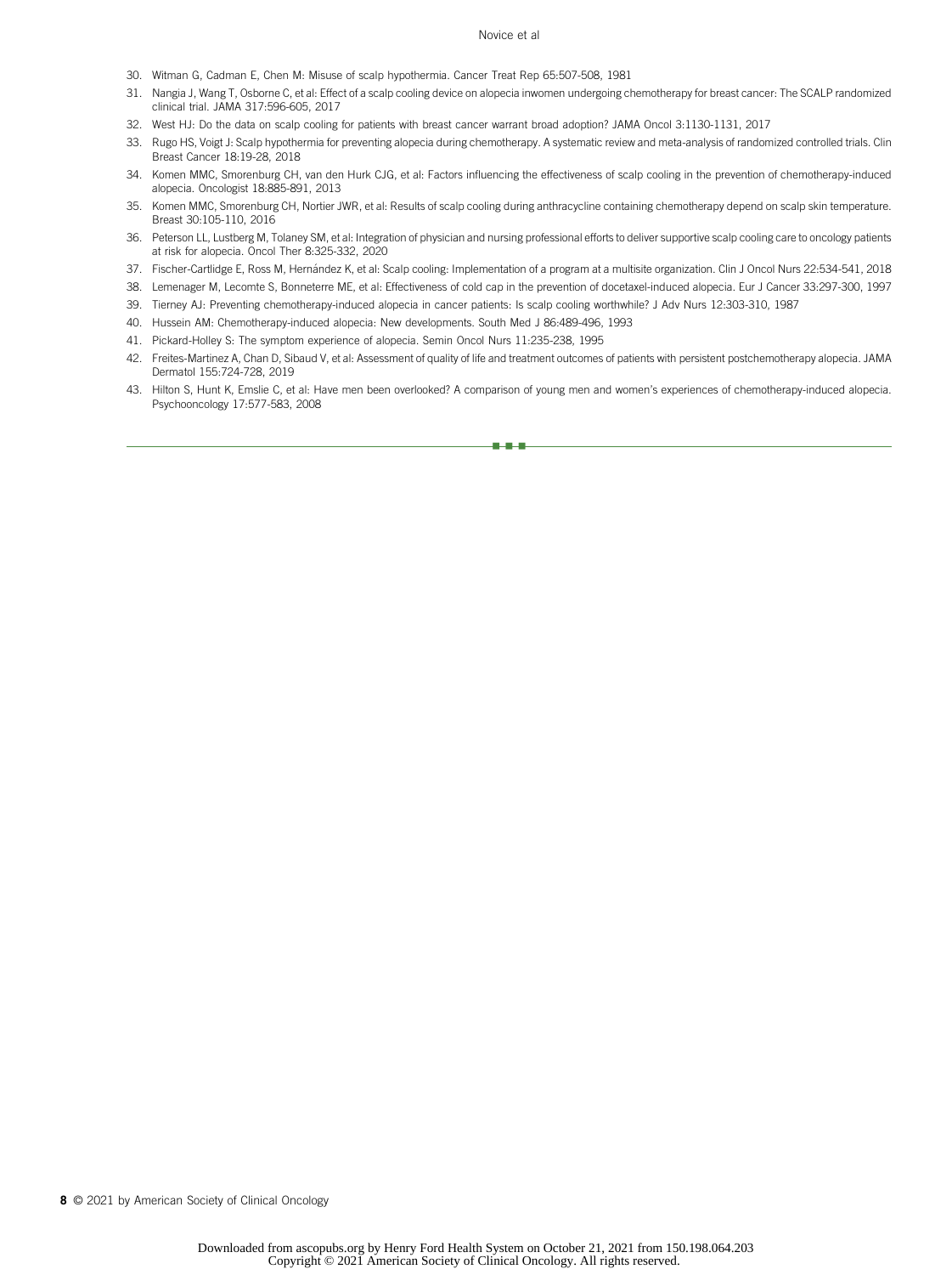30. Witman G, Cadman E, Chen M: Misuse of scalp hypothermia. Cancer Treat Rep 65:507-508, 1981
31. Nangia J, Wang T, Osborne C, et al: Effect of a scalp cooling device on alopecia inwomen undergoing chemotherapy for breast cancer: The SCALP randomized clinical trial. JAMA 317:596-605, 2017
32. West HJ: Do the data on scalp cooling for patients with breast cancer warrant broad adoption? JAMA Oncol 3:1130-1131, 2017
33. Rugo HS, Voigt J: Scalp hypothermia for preventing alopecia during chemotherapy. A systematic review and meta-analysis of randomized controlled trials. Clin Breast Cancer 18:19-28, 2018
34. Komen MMC, Smorenburg CH, van den Hurk CJG, et al: Factors influencing the effectiveness of scalp cooling in the prevention of chemotherapy-induced alopecia. Oncologist 18:885-891, 2013
35. Komen MMC, Smorenburg CH, Nortier JWR, et al: Results of scalp cooling during anthracycline containing chemotherapy depend on scalp skin temperature. Breast 30:105-110, 2016
36. Peterson LL, Lustberg M, Tolaney SM, et al: Integration of physician and nursing professional efforts to deliver supportive scalp cooling care to oncology patients at risk for alopecia. Oncol Ther 8:325-332, 2020
37. Fischer-Cartlidge E, Ross M, Hernández K, et al: Scalp cooling: Implementation of a program at a multisite organization. Clin J Oncol Nurs 22:534-541, 2018
38. Lemenager M, Lecomte S, Bonneterre ME, et al: Effectiveness of cold cap in the prevention of docetaxel-induced alopecia. Eur J Cancer 33:297-300, 1997
39. Tierney AJ: Preventing chemotherapy-induced alopecia in cancer patients: Is scalp cooling worthwhile? J Adv Nurs 12:303-310, 1987
40. Hussein AM: Chemotherapy-induced alopecia: New developments. South Med J 86:489-496, 1993
41. Pickard-Holley S: The symptom experience of alopecia. Semin Oncol Nurs 11:235-238, 1995
42. Freites-Martinez A, Chan D, Sibaud V, et al: Assessment of quality of life and treatment outcomes of patients with persistent postchemotherapy alopecia. JAMA Dermatol 155:724-728, 2019
43. Hilton S, Hunt K, Emslie C, et al: Have men been overlooked? A comparison of young men and women's experiences of chemotherapy-induced alopecia. Psychooncology 17:577-583, 2008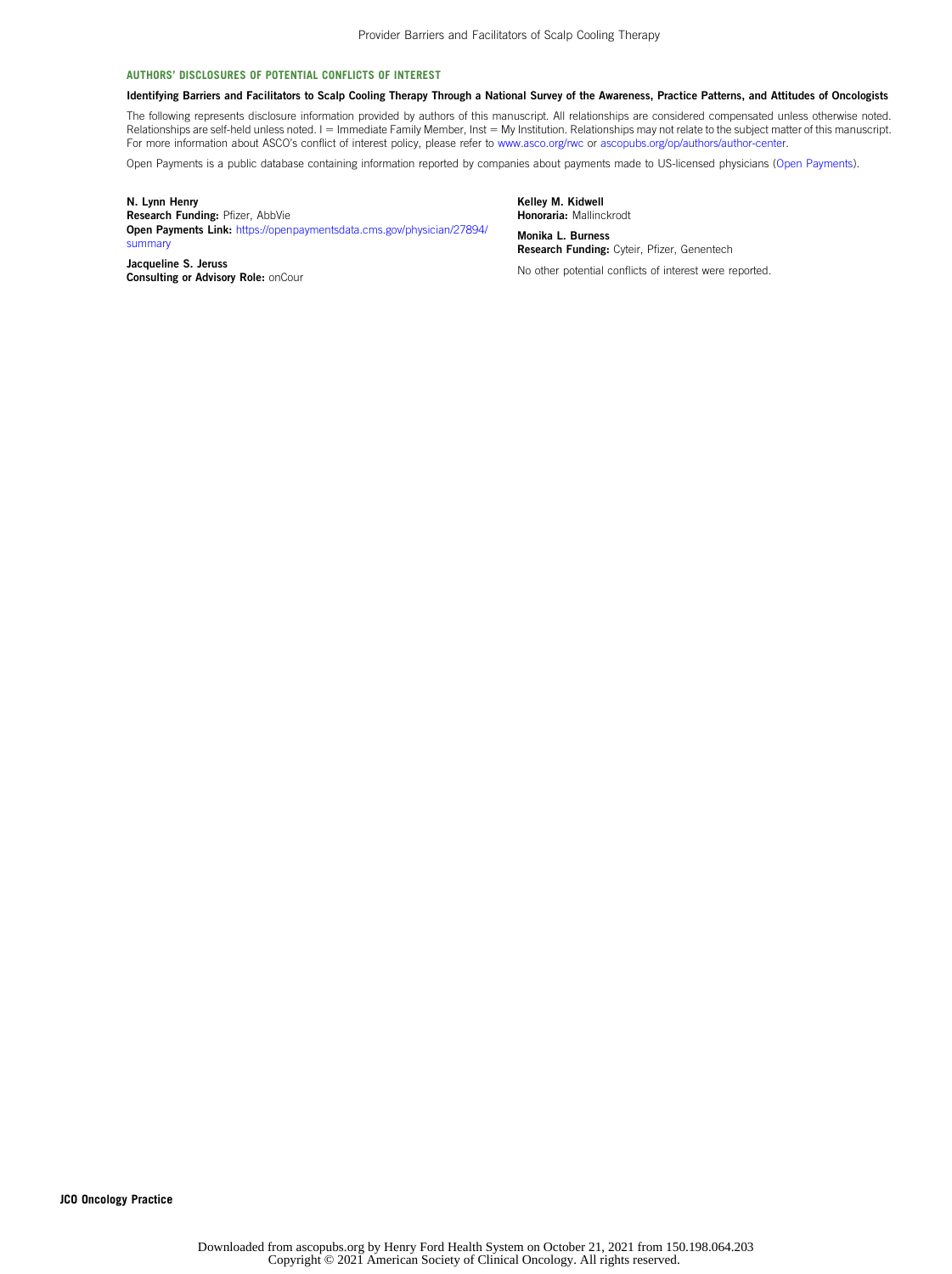## AUTHORS' DISCLOSURES OF POTENTIAL CONFLICTS OF INTEREST

**Identifying Barriers and Facilitators to Scalp Cooling Therapy Through a National Survey of the Awareness, Practice Patterns, and Attitudes of Oncologists**

The following represents disclosure information provided by authors of this manuscript. All relationships are considered compensated unless otherwise noted. Relationships are self-held unless noted. I = Immediate Family Member, Inst = My Institution. Relationships may not relate to the subject matter of this manuscript. For more information about ASCO's conflict of interest policy, please refer to www.asco.org/rwc or ascopubs.org/op/authors/author-center.

Open Payments is a public database containing information reported by companies about payments made to US-licensed physicians (Open Payments).

**N. Lynn Henry**
**Research Funding:** Pfizer, AbbVie
**Open Payments Link:** https://openpaymentsdata.cms.gov/physician/27894/summary

**Jacqueline S. Jeruss**
**Consulting or Advisory Role:** onCour

**Kelley M. Kidwell**
**Honoraria:** Mallinckrodt

**Monika L. Burness**
**Research Funding:** Cyteir, Pfizer, Genentech

No other potential conflicts of interest were reported.

Downloaded from ascopubs.org by Henry Ford Health System on October 21, 2021 from 150.198.064.203
Copyright © 2021 American Society of Clinical Oncology. All rights reserved.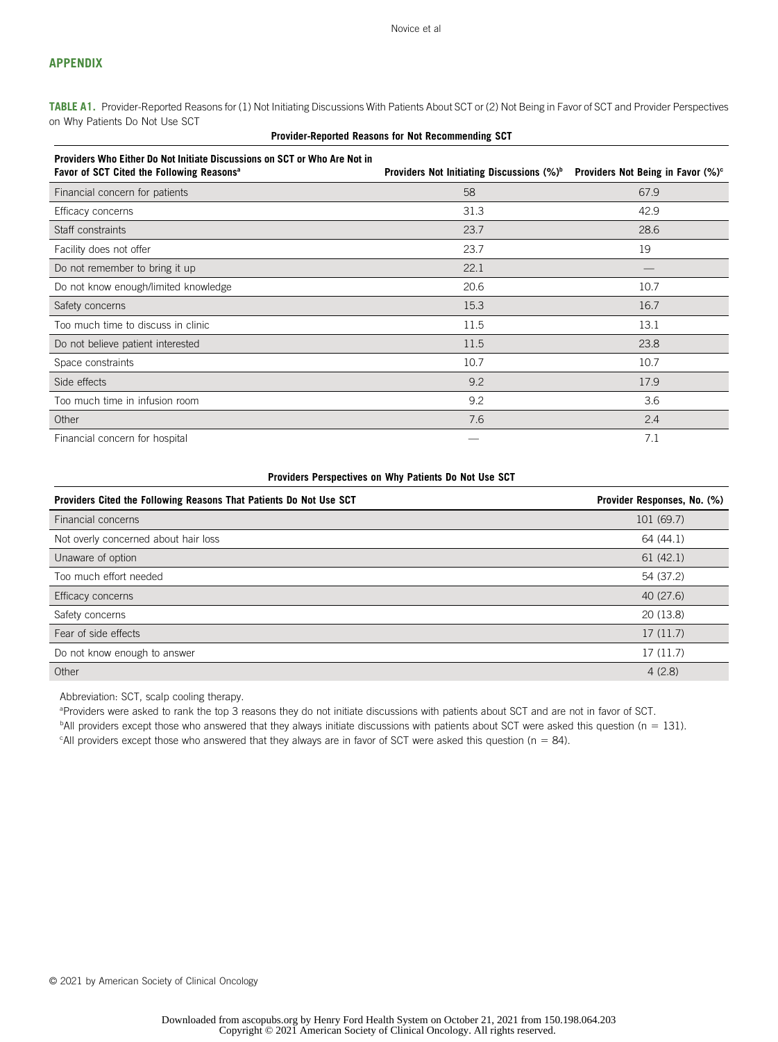## APPENDIX

**TABLE A1.** Provider-Reported Reasons for (1) Not Initiating Discussions With Patients About SCT or (2) Not Being in Favor of SCT and Provider Perspectives on Why Patients Do Not Use SCT

**Provider-Reported Reasons for Not Recommending SCT**

| Providers Who Either Do Not Initiate Discussions on SCT or Who Are Not in Favor of SCT Cited the Following Reasons[a] | Providers Not Initiating Discussions (%)[b] | Providers Not Being in Favor (%)[c] |
|---|---|---|
| Financial concern for patients | 58 | 67.9 |
| Efficacy concerns | 31.3 | 42.9 |
| Staff constraints | 23.7 | 28.6 |
| Facility does not offer | 23.7 | 19 |
| Do not remember to bring it up | 22.1 | — |
| Do not know enough/limited knowledge | 20.6 | 10.7 |
| Safety concerns | 15.3 | 16.7 |
| Too much time to discuss in clinic | 11.5 | 13.1 |
| Do not believe patient interested | 11.5 | 23.8 |
| Space constraints | 10.7 | 10.7 |
| Side effects | 9.2 | 17.9 |
| Too much time in infusion room | 9.2 | 3.6 |
| Other | 7.6 | 2.4 |
| Financial concern for hospital | — | 7.1 |

**Providers Perspectives on Why Patients Do Not Use SCT**

| Providers Cited the Following Reasons That Patients Do Not Use SCT | Provider Responses, No. (%) |
|---|---|
| Financial concerns | 101 (69.7) |
| Not overly concerned about hair loss | 64 (44.1) |
| Unaware of option | 61 (42.1) |
| Too much effort needed | 54 (37.2) |
| Efficacy concerns | 40 (27.6) |
| Safety concerns | 20 (13.8) |
| Fear of side effects | 17 (11.7) |
| Do not know enough to answer | 17 (11.7) |
| Other | 4 (2.8) |

Abbreviation: SCT, scalp cooling therapy.

[a]Providers were asked to rank the top 3 reasons they do not initiate discussions with patients about SCT and are not in favor of SCT.

[b]All providers except those who answered that they always initiate discussions with patients about SCT were asked this question (n = 131).

[c]All providers except those who answered that they always are in favor of SCT were asked this question (n = 84).